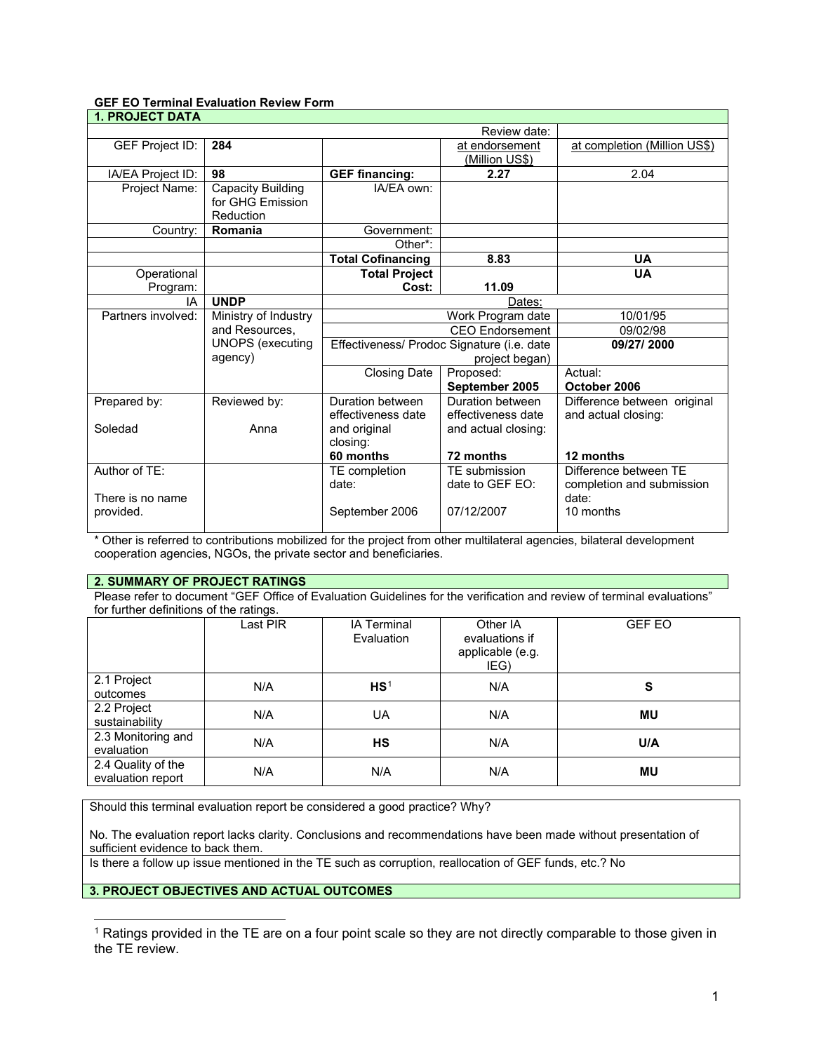**GEF EO Terminal Evaluation Review Form**

| 1. PROJECT DATA | | | | |
|---|---|---|---|---|
| | | | Review date: | |
| GEF Project ID: | **284** | | at endorsement (Million US$) | at completion (Million US$) |
| IA/EA Project ID: | **98** | **GEF financing:** | **2.27** | 2.04 |
| Project Name: | Capacity Building for GHG Emission Reduction | IA/EA own: | | |
| Country: | **Romania** | Government: | | |
| | | Other*: | | |
| | | **Total Cofinancing** | **8.83** | **UA** |
| Operational Program: | | **Total Project Cost:** | **11.09** | **UA** |
| IA | **UNDP** | Dates: | | |
| Partners involved: | Ministry of Industry and Resources, UNOPS (executing agency) | Work Program date | | 10/01/95 |
| | | CEO Endorsement | | 09/02/98 |
| | | Effectiveness/ Prodoc Signature (i.e. date project began) | | **09/27/ 2000** |
| | | Closing Date | Proposed: **September 2005** | Actual: **October 2006** |
| Prepared by: Soledad | Reviewed by: Anna | Duration between effectiveness date and original closing: **60 months** | Duration between effectiveness date and actual closing: **72 months** | Difference between original and actual closing: **12 months** |
| Author of TE: There is no name provided. | | TE completion date: September 2006 | TE submission date to GEF EO: 07/12/2007 | Difference between TE completion and submission date: 10 months |

\* Other is referred to contributions mobilized for the project from other multilateral agencies, bilateral development cooperation agencies, NGOs, the private sector and beneficiaries.

**2. SUMMARY OF PROJECT RATINGS**

Please refer to document "GEF Office of Evaluation Guidelines for the verification and review of terminal evaluations" for further definitions of the ratings.

| | Last PIR | IA Terminal Evaluation | Other IA evaluations if applicable (e.g. IEG) | GEF EO |
|---|---|---|---|---|
| 2.1 Project outcomes | N/A | **HS**[1] | N/A | **S** |
| 2.2 Project sustainability | N/A | UA | N/A | **MU** |
| 2.3 Monitoring and evaluation | N/A | **HS** | N/A | **U/A** |
| 2.4 Quality of the evaluation report | N/A | N/A | N/A | **MU** |

Should this terminal evaluation report be considered a good practice? Why?

No. The evaluation report lacks clarity. Conclusions and recommendations have been made without presentation of sufficient evidence to back them.

Is there a follow up issue mentioned in the TE such as corruption, reallocation of GEF funds, etc.? No

**3. PROJECT OBJECTIVES AND ACTUAL OUTCOMES**

[1] Ratings provided in the TE are on a four point scale so they are not directly comparable to those given in the TE review.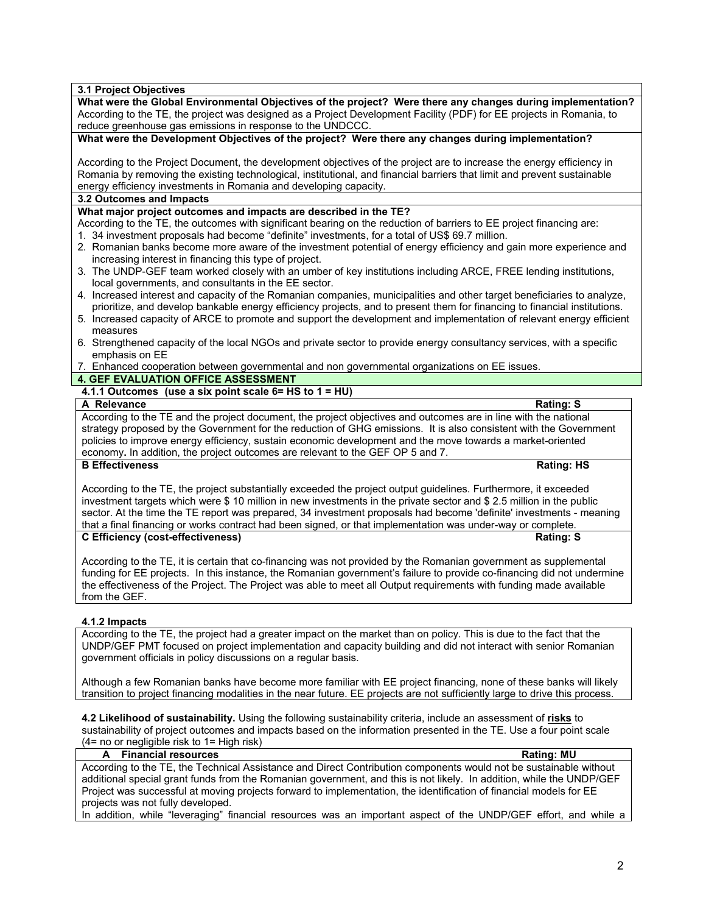### 3.1 Project Objectives

**What were the Global Environmental Objectives of the project? Were there any changes during implementation?**

According to the TE, the project was designed as a Project Development Facility (PDF) for EE projects in Romania, to reduce greenhouse gas emissions in response to the UNDCCC.

**What were the Development Objectives of the project? Were there any changes during implementation?**

According to the Project Document, the development objectives of the project are to increase the energy efficiency in Romania by removing the existing technological, institutional, and financial barriers that limit and prevent sustainable energy efficiency investments in Romania and developing capacity.

### 3.2 Outcomes and Impacts

**What major project outcomes and impacts are described in the TE?**

According to the TE, the outcomes with significant bearing on the reduction of barriers to EE project financing are:

1. 34 investment proposals had become "definite" investments, for a total of US$ 69.7 million.
2. Romanian banks become more aware of the investment potential of energy efficiency and gain more experience and increasing interest in financing this type of project.
3. The UNDP-GEF team worked closely with an umber of key institutions including ARCE, FREE lending institutions, local governments, and consultants in the EE sector.
4. Increased interest and capacity of the Romanian companies, municipalities and other target beneficiaries to analyze, prioritize, and develop bankable energy efficiency projects, and to present them for financing to financial institutions.
5. Increased capacity of ARCE to promote and support the development and implementation of relevant energy efficient measures
6. Strengthened capacity of the local NGOs and private sector to provide energy consultancy services, with a specific emphasis on EE
7. Enhanced cooperation between governmental and non governmental organizations on EE issues.

## 4. GEF EVALUATION OFFICE ASSESSMENT

### 4.1.1 Outcomes (use a six point scale 6= HS to 1 = HU)

**A Relevance** — **Rating: S**

According to the TE and the project document, the project objectives and outcomes are in line with the national strategy proposed by the Government for the reduction of GHG emissions. It is also consistent with the Government policies to improve energy efficiency, sustain economic development and the move towards a market-oriented economy**.** In addition, the project outcomes are relevant to the GEF OP 5 and 7.

**B Effectiveness** — **Rating: HS**

According to the TE, the project substantially exceeded the project output guidelines. Furthermore, it exceeded investment targets which were $ 10 million in new investments in the private sector and $ 2.5 million in the public sector. At the time the TE report was prepared, 34 investment proposals had become 'definite' investments - meaning that a final financing or works contract had been signed, or that implementation was under-way or complete.

**C Efficiency (cost-effectiveness)** — **Rating: S**

According to the TE, it is certain that co-financing was not provided by the Romanian government as supplemental funding for EE projects. In this instance, the Romanian government's failure to provide co-financing did not undermine the effectiveness of the Project. The Project was able to meet all Output requirements with funding made available from the GEF.

### 4.1.2 Impacts

According to the TE, the project had a greater impact on the market than on policy. This is due to the fact that the UNDP/GEF PMT focused on project implementation and capacity building and did not interact with senior Romanian government officials in policy discussions on a regular basis.

Although a few Romanian banks have become more familiar with EE project financing, none of these banks will likely transition to project financing modalities in the near future. EE projects are not sufficiently large to drive this process.

**4.2 Likelihood of sustainability.** Using the following sustainability criteria, include an assessment of **risks** to sustainability of project outcomes and impacts based on the information presented in the TE. Use a four point scale (4= no or negligible risk to 1= High risk)

**A Financial resources** — **Rating: MU**

According to the TE, the Technical Assistance and Direct Contribution components would not be sustainable without additional special grant funds from the Romanian government, and this is not likely. In addition, while the UNDP/GEF Project was successful at moving projects forward to implementation, the identification of financial models for EE projects was not fully developed.

In addition, while "leveraging" financial resources was an important aspect of the UNDP/GEF effort, and while a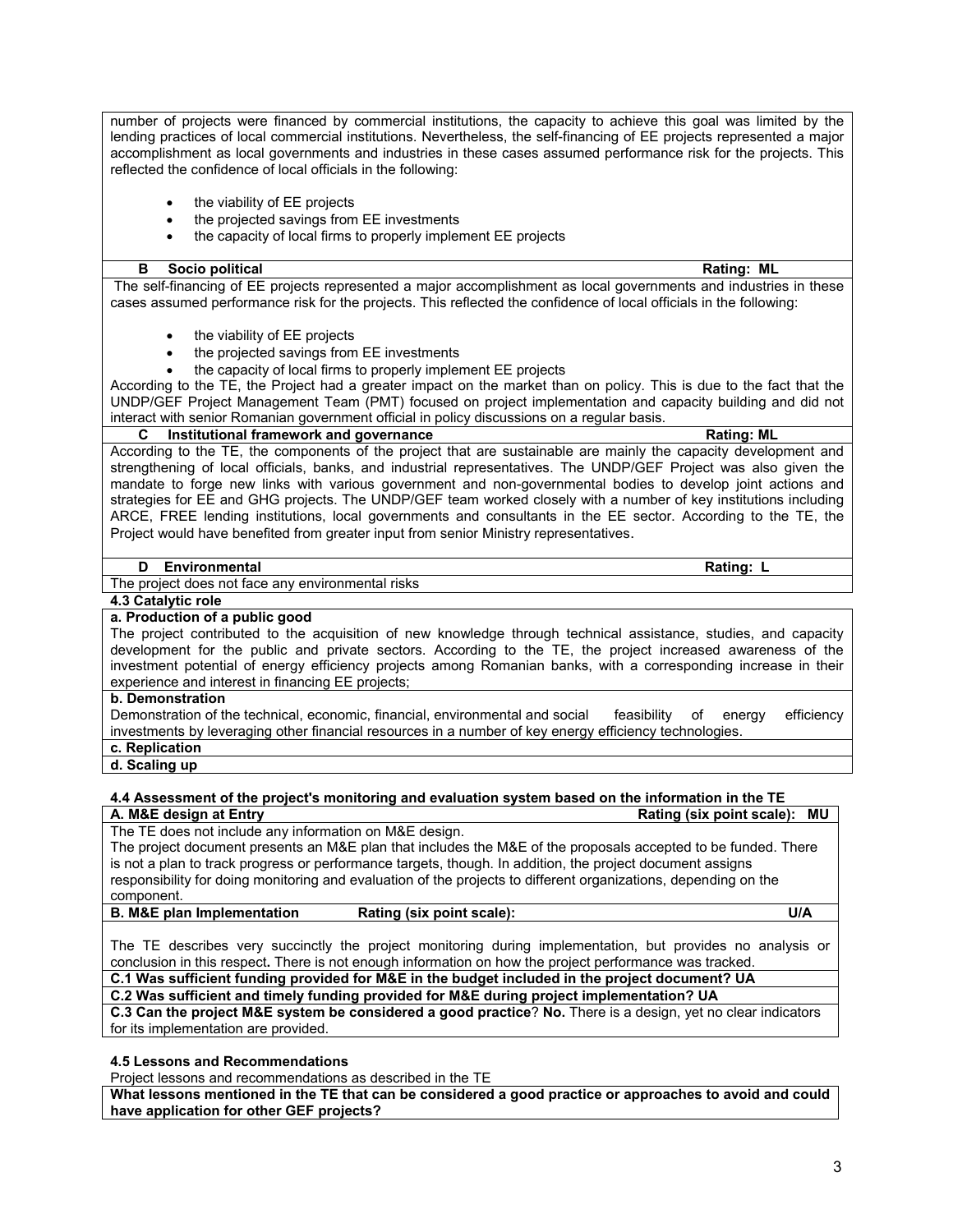number of projects were financed by commercial institutions, the capacity to achieve this goal was limited by the lending practices of local commercial institutions. Nevertheless, the self-financing of EE projects represented a major accomplishment as local governments and industries in these cases assumed performance risk for the projects. This reflected the confidence of local officials in the following:

- the viability of EE projects
- the projected savings from EE investments
- the capacity of local firms to properly implement EE projects

**B Socio political** **Rating: ML**

The self-financing of EE projects represented a major accomplishment as local governments and industries in these cases assumed performance risk for the projects. This reflected the confidence of local officials in the following:

- the viability of EE projects
- the projected savings from EE investments
- the capacity of local firms to properly implement EE projects

According to the TE, the Project had a greater impact on the market than on policy. This is due to the fact that the UNDP/GEF Project Management Team (PMT) focused on project implementation and capacity building and did not interact with senior Romanian government official in policy discussions on a regular basis.

**C Institutional framework and governance** **Rating: ML**

According to the TE, the components of the project that are sustainable are mainly the capacity development and strengthening of local officials, banks, and industrial representatives. The UNDP/GEF Project was also given the mandate to forge new links with various government and non-governmental bodies to develop joint actions and strategies for EE and GHG projects. The UNDP/GEF team worked closely with a number of key institutions including ARCE, FREE lending institutions, local governments and consultants in the EE sector. According to the TE, the Project would have benefited from greater input from senior Ministry representatives.

**D Environmental** **Rating: L**

The project does not face any environmental risks

**4.3 Catalytic role**

**a. Production of a public good**

The project contributed to the acquisition of new knowledge through technical assistance, studies, and capacity development for the public and private sectors. According to the TE, the project increased awareness of the investment potential of energy efficiency projects among Romanian banks, with a corresponding increase in their experience and interest in financing EE projects;

**b. Demonstration**

Demonstration of the technical, economic, financial, environmental and social feasibility of energy efficiency investments by leveraging other financial resources in a number of key energy efficiency technologies.

**c. Replication**

**d. Scaling up**

**4.4 Assessment of the project's monitoring and evaluation system based on the information in the TE**

**A. M&E design at Entry** **Rating (six point scale): MU**

The TE does not include any information on M&E design.
The project document presents an M&E plan that includes the M&E of the proposals accepted to be funded. There is not a plan to track progress or performance targets, though. In addition, the project document assigns responsibility for doing monitoring and evaluation of the projects to different organizations, depending on the component.

**B. M&E plan Implementation** **Rating (six point scale):** **U/A**

The TE describes very succinctly the project monitoring during implementation, but provides no analysis or conclusion in this respect. There is not enough information on how the project performance was tracked.

**C.1 Was sufficient funding provided for M&E in the budget included in the project document? UA**

**C.2 Was sufficient and timely funding provided for M&E during project implementation? UA**

**C.3 Can the project M&E system be considered a good practice**? **No.** There is a design, yet no clear indicators for its implementation are provided.

**4.5 Lessons and Recommendations**

Project lessons and recommendations as described in the TE

**What lessons mentioned in the TE that can be considered a good practice or approaches to avoid and could have application for other GEF projects?**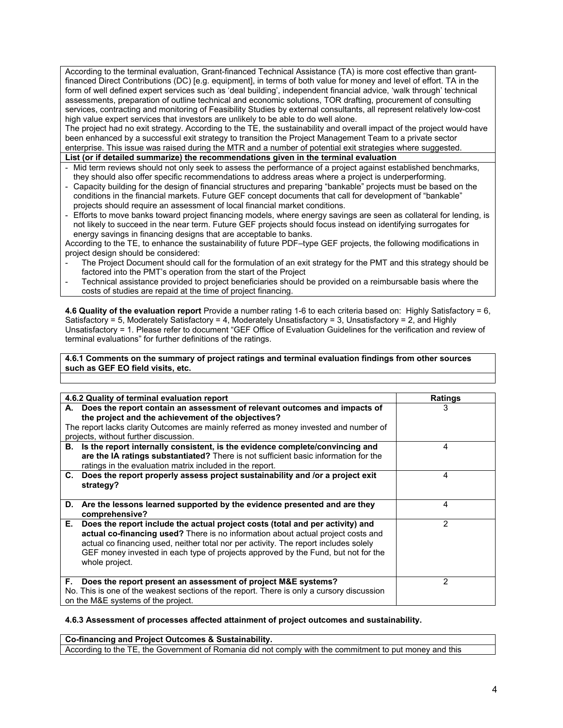According to the terminal evaluation, Grant-financed Technical Assistance (TA) is more cost effective than grant-financed Direct Contributions (DC) [e.g. equipment], in terms of both value for money and level of effort. TA in the form of well defined expert services such as 'deal building', independent financial advice, 'walk through' technical assessments, preparation of outline technical and economic solutions, TOR drafting, procurement of consulting services, contracting and monitoring of Feasibility Studies by external consultants, all represent relatively low-cost high value expert services that investors are unlikely to be able to do well alone.

The project had no exit strategy. According to the TE, the sustainability and overall impact of the project would have been enhanced by a successful exit strategy to transition the Project Management Team to a private sector enterprise. This issue was raised during the MTR and a number of potential exit strategies where suggested.

**List (or if detailed summarize) the recommendations given in the terminal evaluation**

- Mid term reviews should not only seek to assess the performance of a project against established benchmarks, they should also offer specific recommendations to address areas where a project is underperforming.
- Capacity building for the design of financial structures and preparing "bankable" projects must be based on the conditions in the financial markets. Future GEF concept documents that call for development of "bankable" projects should require an assessment of local financial market conditions.
- Efforts to move banks toward project financing models, where energy savings are seen as collateral for lending, is not likely to succeed in the near term. Future GEF projects should focus instead on identifying surrogates for energy savings in financing designs that are acceptable to banks.

According to the TE, to enhance the sustainability of future PDF–type GEF projects, the following modifications in project design should be considered:

- The Project Document should call for the formulation of an exit strategy for the PMT and this strategy should be factored into the PMT's operation from the start of the Project
- Technical assistance provided to project beneficiaries should be provided on a reimbursable basis where the costs of studies are repaid at the time of project financing.

**4.6 Quality of the evaluation report** Provide a number rating 1-6 to each criteria based on: Highly Satisfactory = 6, Satisfactory = 5, Moderately Satisfactory = 4, Moderately Unsatisfactory = 3, Unsatisfactory = 2, and Highly Unsatisfactory = 1. Please refer to document "GEF Office of Evaluation Guidelines for the verification and review of terminal evaluations" for further definitions of the ratings.

**4.6.1 Comments on the summary of project ratings and terminal evaluation findings from other sources such as GEF EO field visits, etc.**

| 4.6.2 Quality of terminal evaluation report | Ratings |
| --- | --- |
| **A. Does the report contain an assessment of relevant outcomes and impacts of the project and the achievement of the objectives?** The report lacks clarity Outcomes are mainly referred as money invested and number of projects, without further discussion. | 3 |
| **B. Is the report internally consistent, is the evidence complete/convincing and are the IA ratings substantiated?** There is not sufficient basic information for the ratings in the evaluation matrix included in the report. | 4 |
| **C. Does the report properly assess project sustainability and /or a project exit strategy?** | 4 |
| **D. Are the lessons learned supported by the evidence presented and are they comprehensive?** | 4 |
| **E. Does the report include the actual project costs (total and per activity) and actual co-financing used?** There is no information about actual project costs and actual co financing used, neither total nor per activity. The report includes solely GEF money invested in each type of projects approved by the Fund, but not for the whole project. | 2 |
| **F. Does the report present an assessment of project M&E systems?** No. This is one of the weakest sections of the report. There is only a cursory discussion on the M&E systems of the project. | 2 |

**4.6.3 Assessment of processes affected attainment of project outcomes and sustainability.**

**Co-financing and Project Outcomes & Sustainability.**

According to the TE, the Government of Romania did not comply with the commitment to put money and this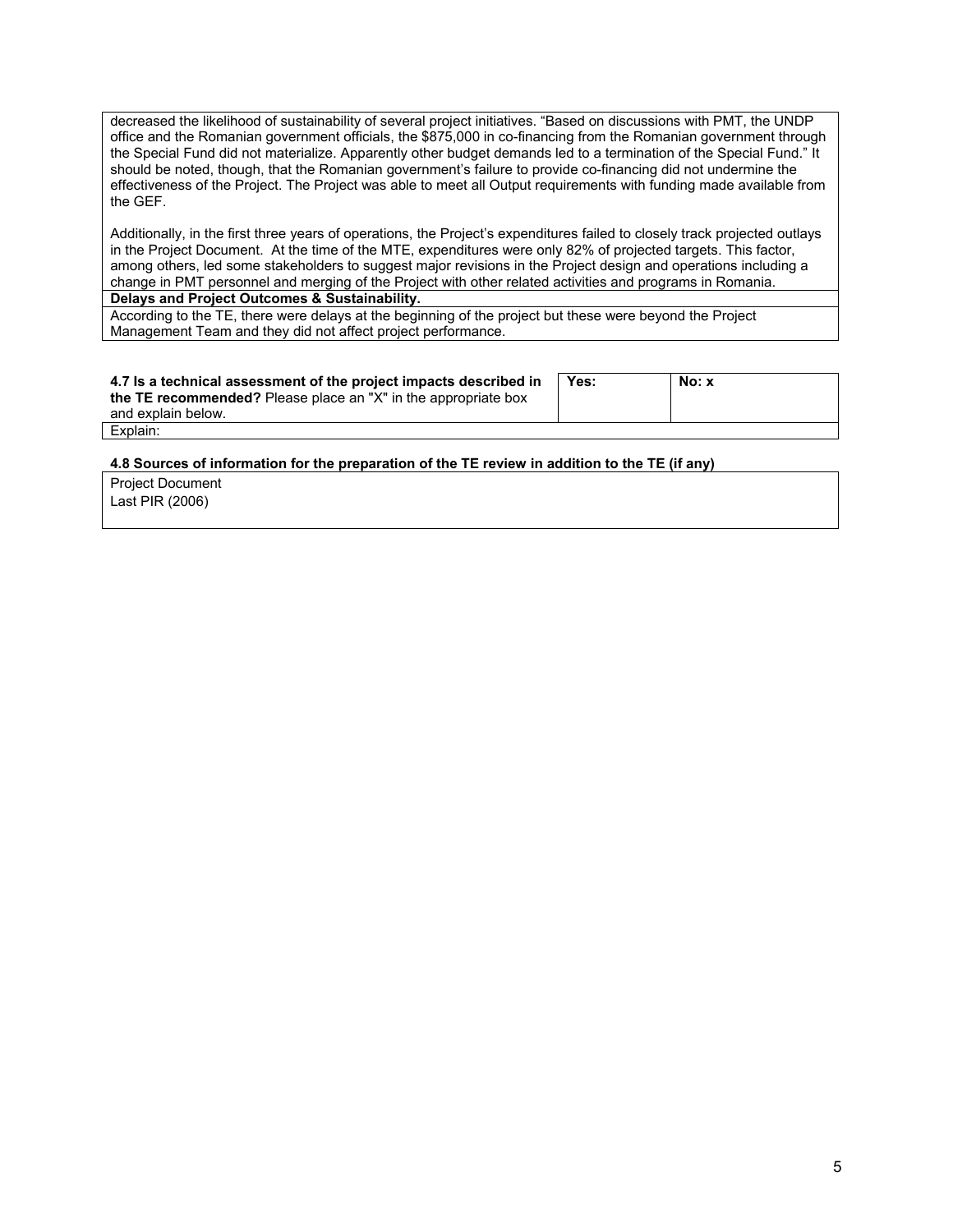decreased the likelihood of sustainability of several project initiatives. "Based on discussions with PMT, the UNDP office and the Romanian government officials, the $875,000 in co-financing from the Romanian government through the Special Fund did not materialize. Apparently other budget demands led to a termination of the Special Fund." It should be noted, though, that the Romanian government's failure to provide co-financing did not undermine the effectiveness of the Project. The Project was able to meet all Output requirements with funding made available from the GEF.

Additionally, in the first three years of operations, the Project's expenditures failed to closely track projected outlays in the Project Document. At the time of the MTE, expenditures were only 82% of projected targets. This factor, among others, led some stakeholders to suggest major revisions in the Project design and operations including a change in PMT personnel and merging of the Project with other related activities and programs in Romania.

**Delays and Project Outcomes & Sustainability.**

According to the TE, there were delays at the beginning of the project but these were beyond the Project Management Team and they did not affect project performance.

| | | |
|---|---|---|
| **4.7 Is a technical assessment of the project impacts described in the TE recommended?** Please place an "X" in the appropriate box and explain below. | **Yes:** | **No: x** |
| Explain: | | |

**4.8 Sources of information for the preparation of the TE review in addition to the TE (if any)**

Project Document
Last PIR (2006)